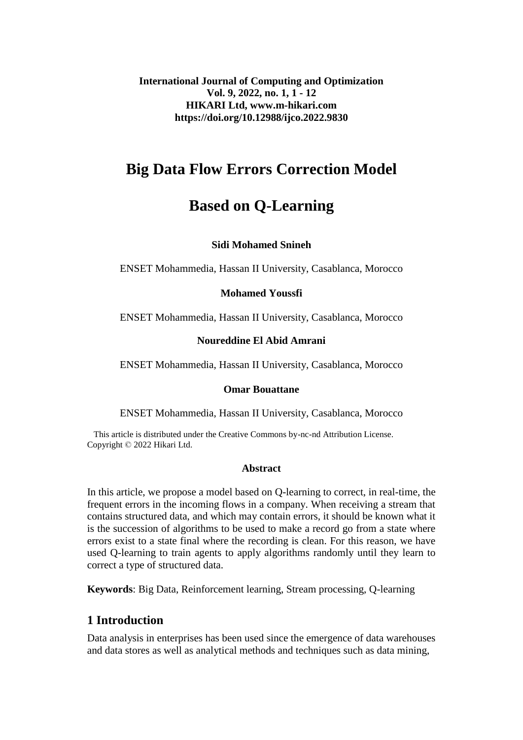**International Journal of Computing and Optimization**
**Vol. 9, 2022, no. 1, 1 - 12**
**HIKARI Ltd, www.m-hikari.com**
**https://doi.org/10.12988/ijco.2022.9830**

# Big Data Flow Errors Correction Model Based on Q-Learning

**Sidi Mohamed Snineh**

ENSET Mohammedia, Hassan II University, Casablanca, Morocco

**Mohamed Youssfi**

ENSET Mohammedia, Hassan II University, Casablanca, Morocco

**Noureddine El Abid Amrani**

ENSET Mohammedia, Hassan II University, Casablanca, Morocco

**Omar Bouattane**

ENSET Mohammedia, Hassan II University, Casablanca, Morocco

This article is distributed under the Creative Commons by-nc-nd Attribution License. Copyright © 2022 Hikari Ltd.

**Abstract**

In this article, we propose a model based on Q-learning to correct, in real-time, the frequent errors in the incoming flows in a company. When receiving a stream that contains structured data, and which may contain errors, it should be known what it is the succession of algorithms to be used to make a record go from a state where errors exist to a state final where the recording is clean. For this reason, we have used Q-learning to train agents to apply algorithms randomly until they learn to correct a type of structured data.

**Keywords**: Big Data, Reinforcement learning, Stream processing, Q-learning

## 1 Introduction

Data analysis in enterprises has been used since the emergence of data warehouses and data stores as well as analytical methods and techniques such as data mining,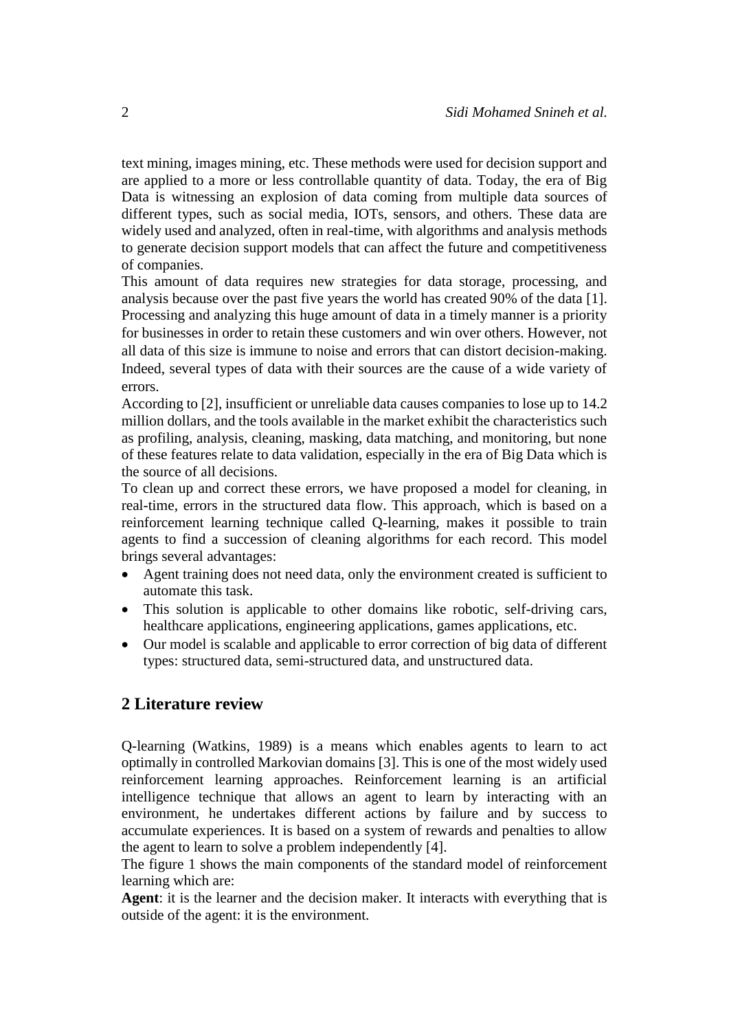text mining, images mining, etc. These methods were used for decision support and are applied to a more or less controllable quantity of data. Today, the era of Big Data is witnessing an explosion of data coming from multiple data sources of different types, such as social media, IOTs, sensors, and others. These data are widely used and analyzed, often in real-time, with algorithms and analysis methods to generate decision support models that can affect the future and competitiveness of companies.

This amount of data requires new strategies for data storage, processing, and analysis because over the past five years the world has created 90% of the data [1]. Processing and analyzing this huge amount of data in a timely manner is a priority for businesses in order to retain these customers and win over others. However, not all data of this size is immune to noise and errors that can distort decision-making. Indeed, several types of data with their sources are the cause of a wide variety of errors.

According to [2], insufficient or unreliable data causes companies to lose up to 14.2 million dollars, and the tools available in the market exhibit the characteristics such as profiling, analysis, cleaning, masking, data matching, and monitoring, but none of these features relate to data validation, especially in the era of Big Data which is the source of all decisions.

To clean up and correct these errors, we have proposed a model for cleaning, in real-time, errors in the structured data flow. This approach, which is based on a reinforcement learning technique called Q-learning, makes it possible to train agents to find a succession of cleaning algorithms for each record. This model brings several advantages:

- Agent training does not need data, only the environment created is sufficient to automate this task.
- This solution is applicable to other domains like robotic, self-driving cars, healthcare applications, engineering applications, games applications, etc.
- Our model is scalable and applicable to error correction of big data of different types: structured data, semi-structured data, and unstructured data.

## 2 Literature review

Q-learning (Watkins, 1989) is a means which enables agents to learn to act optimally in controlled Markovian domains [3]. This is one of the most widely used reinforcement learning approaches. Reinforcement learning is an artificial intelligence technique that allows an agent to learn by interacting with an environment, he undertakes different actions by failure and by success to accumulate experiences. It is based on a system of rewards and penalties to allow the agent to learn to solve a problem independently [4].

The figure 1 shows the main components of the standard model of reinforcement learning which are:

**Agent**: it is the learner and the decision maker. It interacts with everything that is outside of the agent: it is the environment.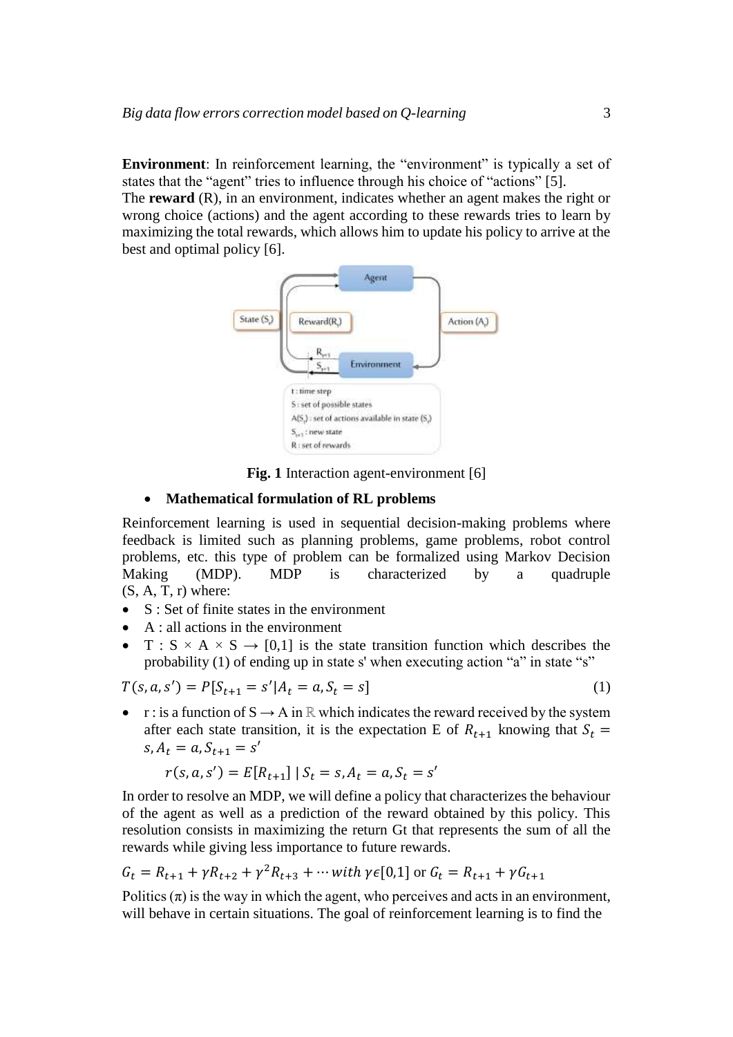**Environment**: In reinforcement learning, the “environment” is typically a set of states that the “agent” tries to influence through his choice of “actions” [5].

The **reward** (R), in an environment, indicates whether an agent makes the right or wrong choice (actions) and the agent according to these rewards tries to learn by maximizing the total rewards, which allows him to update his policy to arrive at the best and optimal policy [6].

**Fig. 1** Interaction agent-environment [6]

- **Mathematical formulation of RL problems**

Reinforcement learning is used in sequential decision-making problems where feedback is limited such as planning problems, game problems, robot control problems, etc. this type of problem can be formalized using Markov Decision Making (MDP). MDP is characterized by a quadruple (S, A, T, r) where:

- S : Set of finite states in the environment
- A : all actions in the environment
- T : S × A × S → [0,1] is the state transition function which describes the probability (1) of ending up in state s' when executing action “a” in state “s”

$$T(s,a,s') = P[S_{t+1} = s' | A_t = a, S_t = s] \tag{1}$$

- r : is a function of S → A in $\mathbb{R}$ which indicates the reward received by the system after each state transition, it is the expectation E of $R_{t+1}$ knowing that $S_t = s, A_t = a, S_{t+1} = s'$

$$r(s,a,s') = E[R_{t+1}] \mid S_t = s, A_t = a, S_t = s'$$

In order to resolve an MDP, we will define a policy that characterizes the behaviour of the agent as well as a prediction of the reward obtained by this policy. This resolution consists in maximizing the return Gt that represents the sum of all the rewards while giving less importance to future rewards.

$$G_t = R_{t+1} + \gamma R_{t+2} + \gamma^2 R_{t+3} + \cdots with\ \gamma \epsilon [0,1] \text{ or } G_t = R_{t+1} + \gamma G_{t+1}$$

Politics ($\pi$) is the way in which the agent, who perceives and acts in an environment, will behave in certain situations. The goal of reinforcement learning is to find the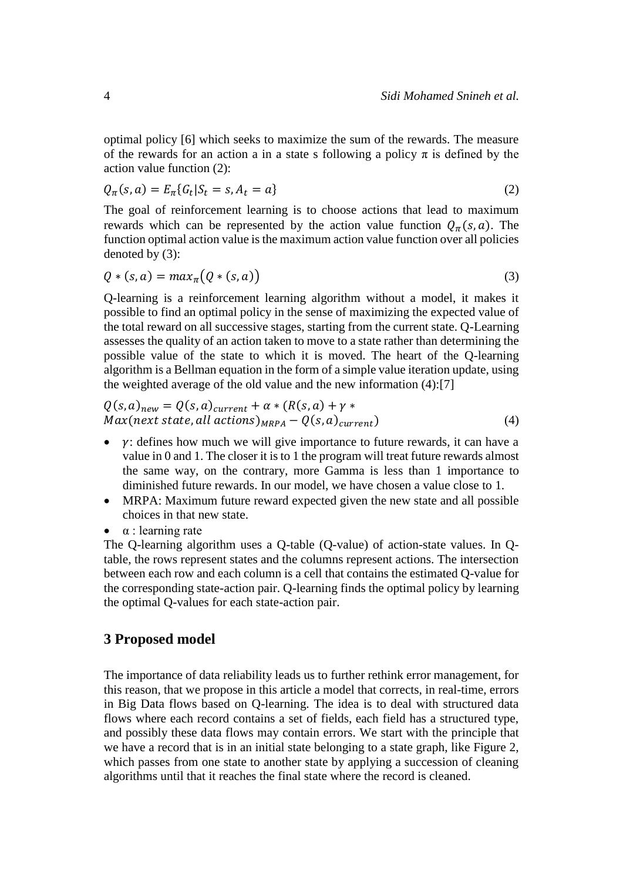optimal policy [6] which seeks to maximize the sum of the rewards. The measure of the rewards for an action a in a state s following a policy $\pi$ is defined by the action value function (2):

$$Q_{\pi}(s,a) = E_{\pi}\{G_t | S_t = s, A_t = a\} \tag{2}$$

The goal of reinforcement learning is to choose actions that lead to maximum rewards which can be represented by the action value function $Q_{\pi}(s,a)$. The function optimal action value is the maximum action value function over all policies denoted by (3):

$$Q*(s,a) = max_{\pi}\big(Q*(s,a)\big) \tag{3}$$

Q-learning is a reinforcement learning algorithm without a model, it makes it possible to find an optimal policy in the sense of maximizing the expected value of the total reward on all successive stages, starting from the current state. Q-Learning assesses the quality of an action taken to move to a state rather than determining the possible value of the state to which it is moved. The heart of the Q-learning algorithm is a Bellman equation in the form of a simple value iteration update, using the weighted average of the old value and the new information (4):[7]

$$Q(s,a)_{new} = Q(s,a)_{current} + \alpha * (R(s,a) + \gamma * Max(next\ state, all\ actions)_{MRPA} - Q(s,a)_{current}) \tag{4}$$

- $\gamma$: defines how much we will give importance to future rewards, it can have a value in 0 and 1. The closer it is to 1 the program will treat future rewards almost the same way, on the contrary, more Gamma is less than 1 importance to diminished future rewards. In our model, we have chosen a value close to 1.
- MRPA: Maximum future reward expected given the new state and all possible choices in that new state.
- $\alpha$ : learning rate

The Q-learning algorithm uses a Q-table (Q-value) of action-state values. In Q-table, the rows represent states and the columns represent actions. The intersection between each row and each column is a cell that contains the estimated Q-value for the corresponding state-action pair. Q-learning finds the optimal policy by learning the optimal Q-values for each state-action pair.

## 3 Proposed model

The importance of data reliability leads us to further rethink error management, for this reason, that we propose in this article a model that corrects, in real-time, errors in Big Data flows based on Q-learning. The idea is to deal with structured data flows where each record contains a set of fields, each field has a structured type, and possibly these data flows may contain errors. We start with the principle that we have a record that is in an initial state belonging to a state graph, like Figure 2, which passes from one state to another state by applying a succession of cleaning algorithms until that it reaches the final state where the record is cleaned.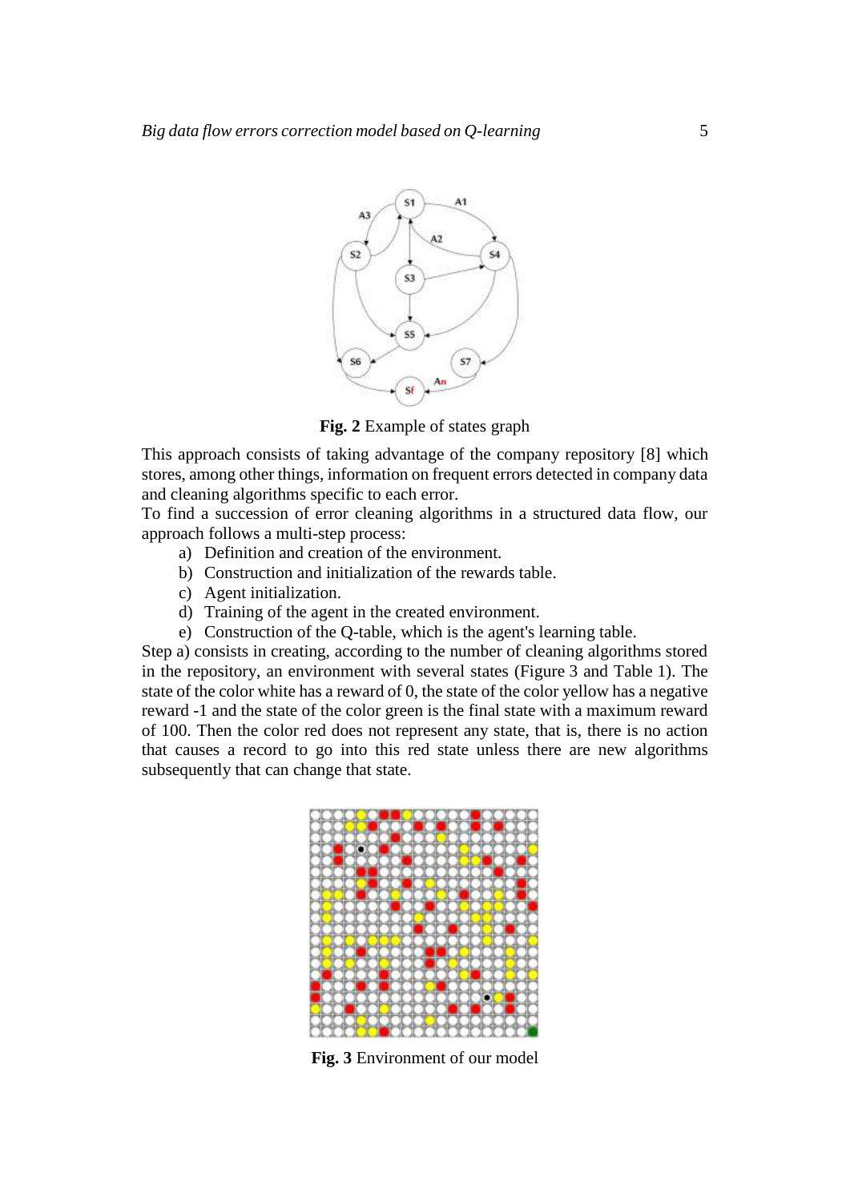Fig. 2 Example of states graph

This approach consists of taking advantage of the company repository [8] which stores, among other things, information on frequent errors detected in company data and cleaning algorithms specific to each error.

To find a succession of error cleaning algorithms in a structured data flow, our approach follows a multi-step process:

a) Definition and creation of the environment.
b) Construction and initialization of the rewards table.
c) Agent initialization.
d) Training of the agent in the created environment.
e) Construction of the Q-table, which is the agent's learning table.

Step a) consists in creating, according to the number of cleaning algorithms stored in the repository, an environment with several states (Figure 3 and Table 1). The state of the color white has a reward of 0, the state of the color yellow has a negative reward -1 and the state of the color green is the final state with a maximum reward of 100. Then the color red does not represent any state, that is, there is no action that causes a record to go into this red state unless there are new algorithms subsequently that can change that state.

Fig. 3 Environment of our model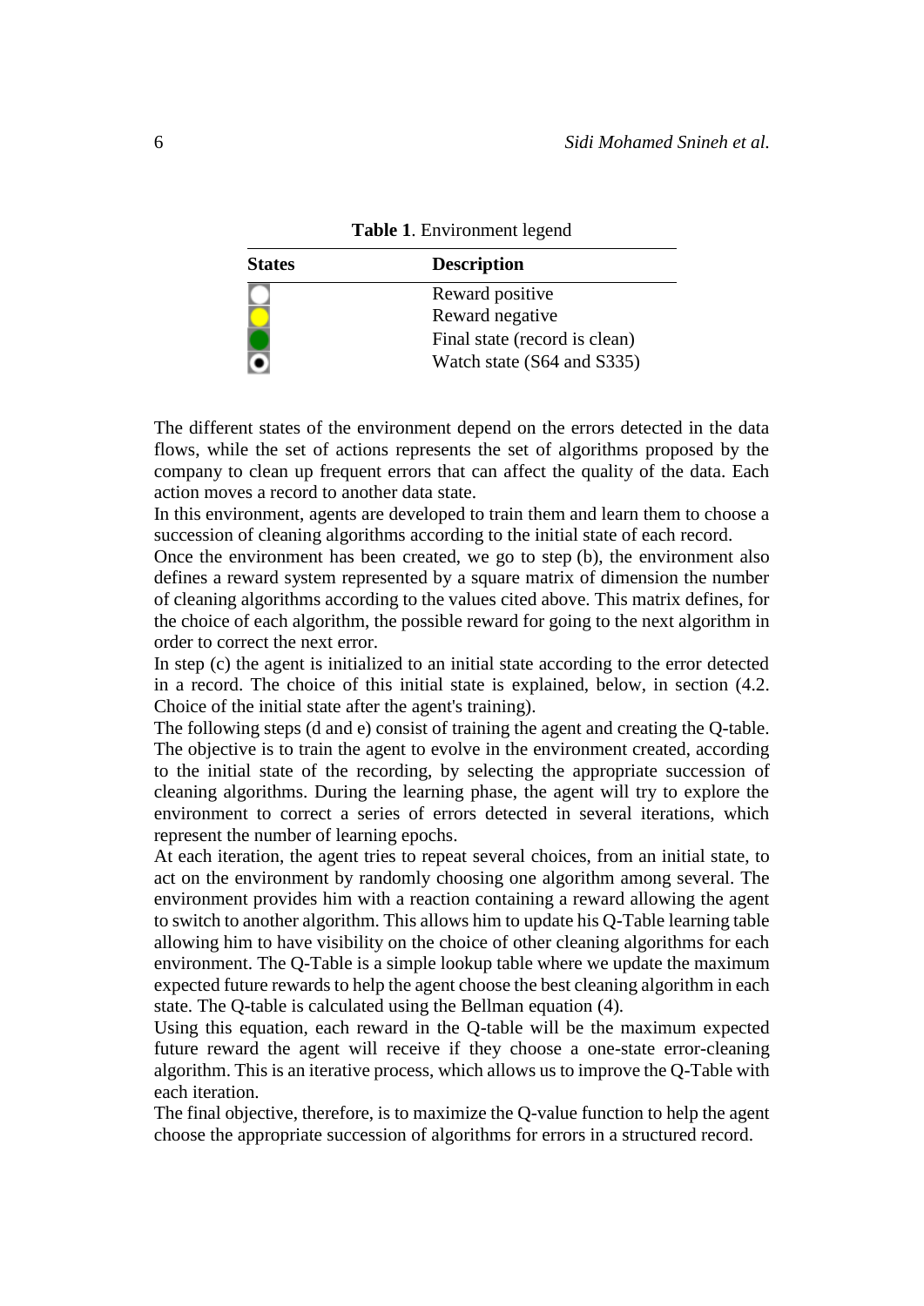**Table 1**. Environment legend

| States | Description |
|---|---|
| ○ (white) | Reward positive |
| ● (yellow) | Reward negative |
| ● (green) | Final state (record is clean) |
| ⦿ | Watch state (S64 and S335) |

The different states of the environment depend on the errors detected in the data flows, while the set of actions represents the set of algorithms proposed by the company to clean up frequent errors that can affect the quality of the data. Each action moves a record to another data state.

In this environment, agents are developed to train them and learn them to choose a succession of cleaning algorithms according to the initial state of each record.

Once the environment has been created, we go to step (b), the environment also defines a reward system represented by a square matrix of dimension the number of cleaning algorithms according to the values cited above. This matrix defines, for the choice of each algorithm, the possible reward for going to the next algorithm in order to correct the next error.

In step (c) the agent is initialized to an initial state according to the error detected in a record. The choice of this initial state is explained, below, in section (4.2. Choice of the initial state after the agent's training).

The following steps (d and e) consist of training the agent and creating the Q-table. The objective is to train the agent to evolve in the environment created, according to the initial state of the recording, by selecting the appropriate succession of cleaning algorithms. During the learning phase, the agent will try to explore the environment to correct a series of errors detected in several iterations, which represent the number of learning epochs.

At each iteration, the agent tries to repeat several choices, from an initial state, to act on the environment by randomly choosing one algorithm among several. The environment provides him with a reaction containing a reward allowing the agent to switch to another algorithm. This allows him to update his Q-Table learning table allowing him to have visibility on the choice of other cleaning algorithms for each environment. The Q-Table is a simple lookup table where we update the maximum expected future rewards to help the agent choose the best cleaning algorithm in each state. The Q-table is calculated using the Bellman equation (4).

Using this equation, each reward in the Q-table will be the maximum expected future reward the agent will receive if they choose a one-state error-cleaning algorithm. This is an iterative process, which allows us to improve the Q-Table with each iteration.

The final objective, therefore, is to maximize the Q-value function to help the agent choose the appropriate succession of algorithms for errors in a structured record.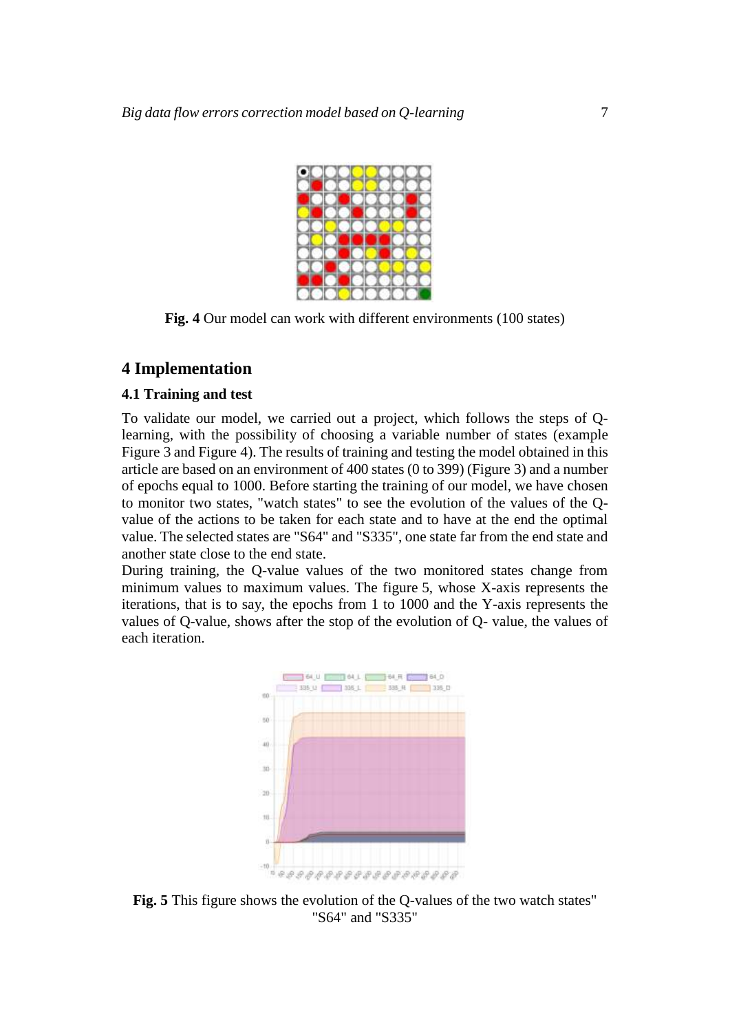**Fig. 4** Our model can work with different environments (100 states)

## 4 Implementation

### 4.1 Training and test

To validate our model, we carried out a project, which follows the steps of Q-learning, with the possibility of choosing a variable number of states (example Figure 3 and Figure 4). The results of training and testing the model obtained in this article are based on an environment of 400 states (0 to 399) (Figure 3) and a number of epochs equal to 1000. Before starting the training of our model, we have chosen to monitor two states, "watch states" to see the evolution of the values of the Q-value of the actions to be taken for each state and to have at the end the optimal value. The selected states are "S64" and "S335", one state far from the end state and another state close to the end state.
During training, the Q-value values of the two monitored states change from minimum values to maximum values. The figure 5, whose X-axis represents the iterations, that is to say, the epochs from 1 to 1000 and the Y-axis represents the values of Q-value, shows after the stop of the evolution of Q- value, the values of each iteration.

**Fig. 5** This figure shows the evolution of the Q-values of the two watch states" "S64" and "S335"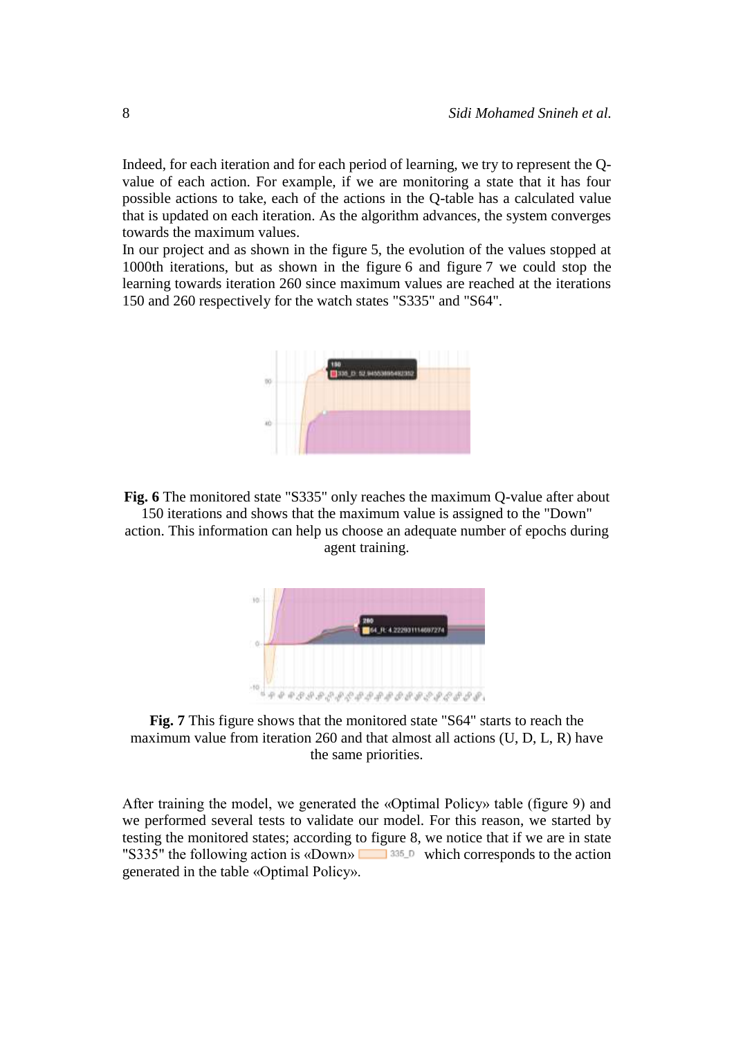Indeed, for each iteration and for each period of learning, we try to represent the Q-value of each action. For example, if we are monitoring a state that it has four possible actions to take, each of the actions in the Q-table has a calculated value that is updated on each iteration. As the algorithm advances, the system converges towards the maximum values.

In our project and as shown in the figure 5, the evolution of the values stopped at 1000th iterations, but as shown in the figure 6 and figure 7 we could stop the learning towards iteration 260 since maximum values are reached at the iterations 150 and 260 respectively for the watch states "S335" and "S64".

**Fig. 6** The monitored state "S335" only reaches the maximum Q-value after about 150 iterations and shows that the maximum value is assigned to the "Down" action. This information can help us choose an adequate number of epochs during agent training.

**Fig. 7** This figure shows that the monitored state "S64" starts to reach the maximum value from iteration 260 and that almost all actions (U, D, L, R) have the same priorities.

After training the model, we generated the «Optimal Policy» table (figure 9) and we performed several tests to validate our model. For this reason, we started by testing the monitored states; according to figure 8, we notice that if we are in state "S335" the following action is «Down» 335_D which corresponds to the action generated in the table «Optimal Policy».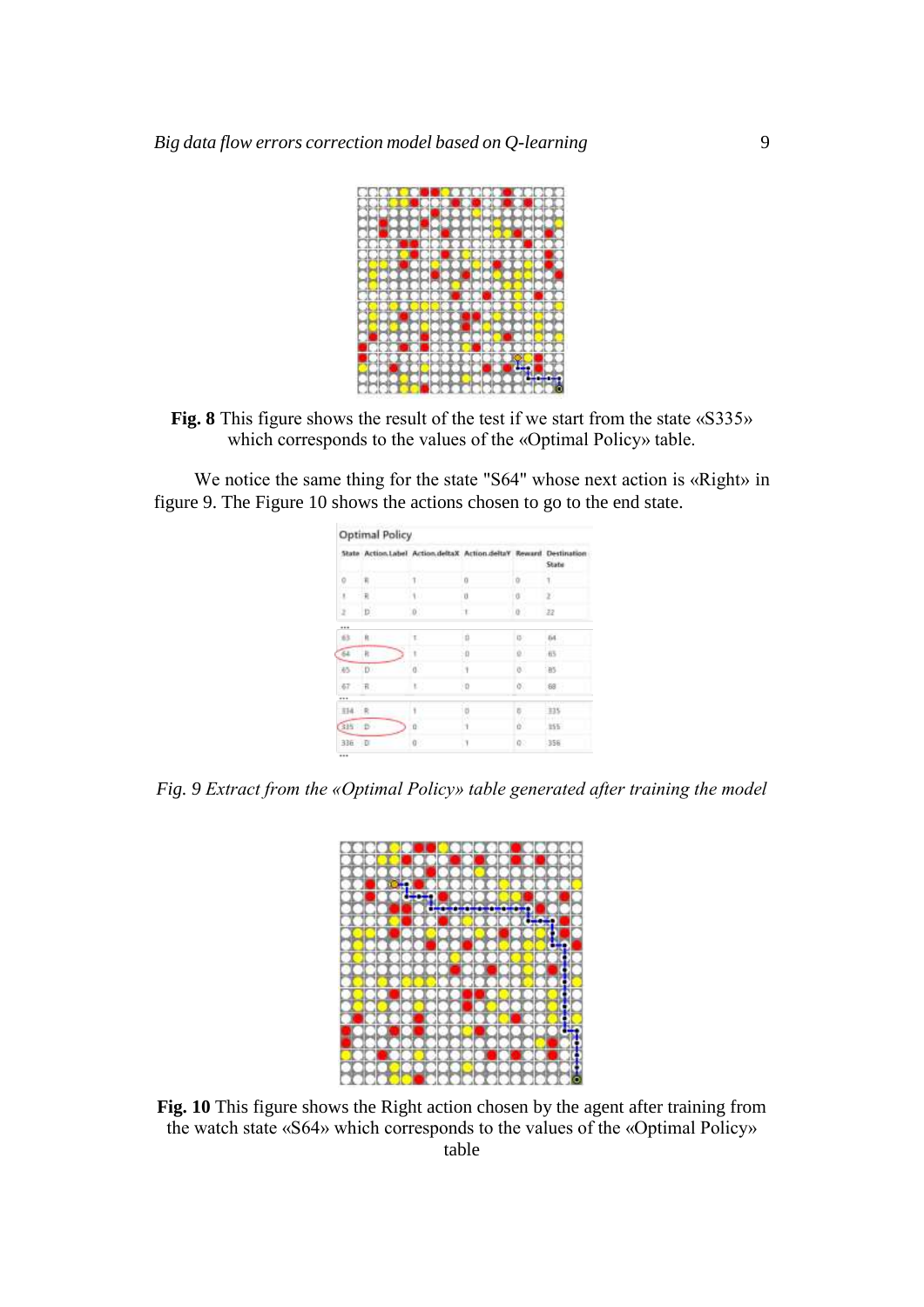**Fig. 8** This figure shows the result of the test if we start from the state «S335» which corresponds to the values of the «Optimal Policy» table.

We notice the same thing for the state "S64" whose next action is «Right» in figure 9. The Figure 10 shows the actions chosen to go to the end state.

Optimal Policy

| State | Action.Label | Action.deltaX | Action.deltaY | Reward | Destination State |
|---|---|---|---|---|---|
| 0 | R | 1 | 0 | 0 | 1 |
| 1 | R | 1 | 0 | 0 | 2 |
| 2 | D | 0 | 1 | 0 | 22 |
| ... | | | | | |
| 63 | R | 1 | 0 | 0 | 64 |
| 64 | R | 1 | 0 | 0 | 65 |
| 65 | D | 0 | 1 | 0 | 85 |
| 67 | R | 1 | 0 | 0 | 68 |
| ... | | | | | |
| 334 | R | 1 | 0 | 0 | 335 |
| 335 | D | 0 | 1 | 0 | 355 |
| 336 | D | 0 | 1 | 0 | 356 |
| ... | | | | | |

*Fig. 9 Extract from the «Optimal Policy» table generated after training the model*

**Fig. 10** This figure shows the Right action chosen by the agent after training from the watch state «S64» which corresponds to the values of the «Optimal Policy» table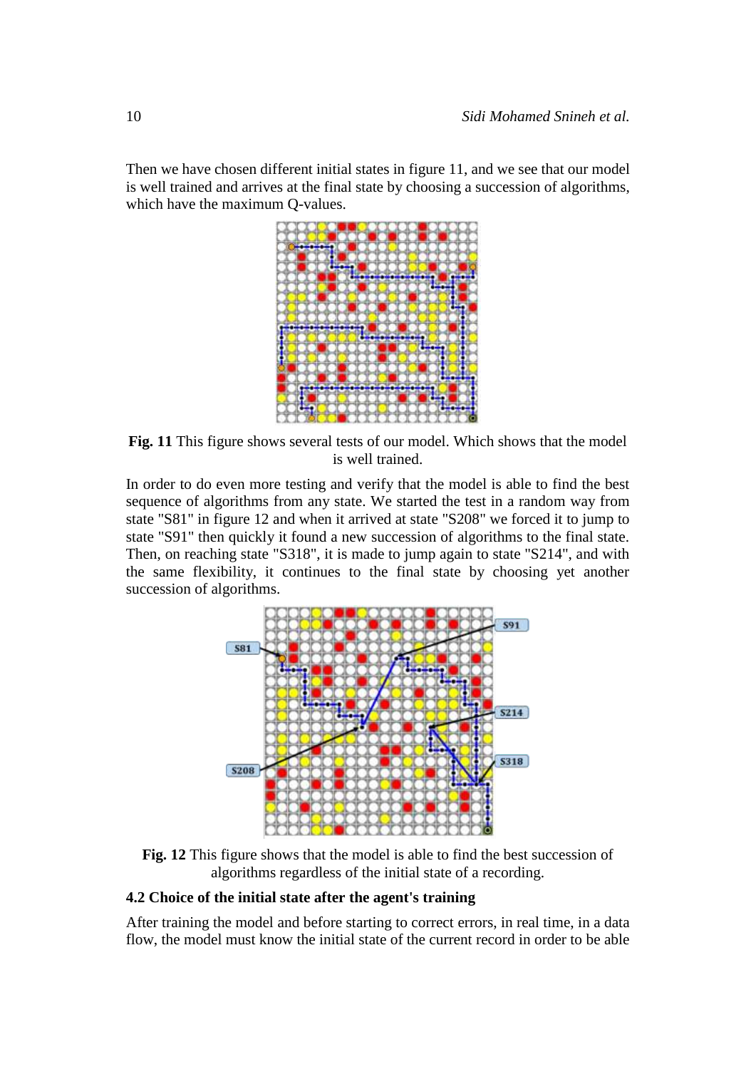Then we have chosen different initial states in figure 11, and we see that our model is well trained and arrives at the final state by choosing a succession of algorithms, which have the maximum Q-values.

**Fig. 11** This figure shows several tests of our model. Which shows that the model is well trained.

In order to do even more testing and verify that the model is able to find the best sequence of algorithms from any state. We started the test in a random way from state "S81" in figure 12 and when it arrived at state "S208" we forced it to jump to state "S91" then quickly it found a new succession of algorithms to the final state. Then, on reaching state "S318", it is made to jump again to state "S214", and with the same flexibility, it continues to the final state by choosing yet another succession of algorithms.

**Fig. 12** This figure shows that the model is able to find the best succession of algorithms regardless of the initial state of a recording.

### 4.2 Choice of the initial state after the agent's training

After training the model and before starting to correct errors, in real time, in a data flow, the model must know the initial state of the current record in order to be able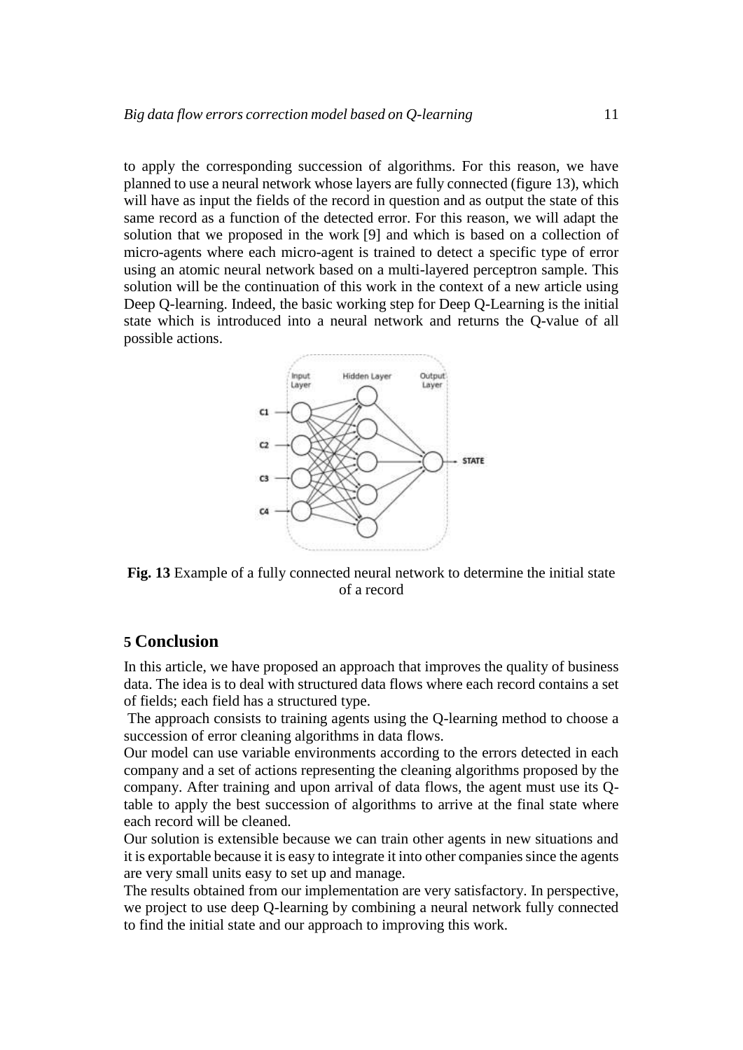to apply the corresponding succession of algorithms. For this reason, we have planned to use a neural network whose layers are fully connected (figure 13), which will have as input the fields of the record in question and as output the state of this same record as a function of the detected error. For this reason, we will adapt the solution that we proposed in the work [9] and which is based on a collection of micro-agents where each micro-agent is trained to detect a specific type of error using an atomic neural network based on a multi-layered perceptron sample. This solution will be the continuation of this work in the context of a new article using Deep Q-learning. Indeed, the basic working step for Deep Q-Learning is the initial state which is introduced into a neural network and returns the Q-value of all possible actions.

**Fig. 13** Example of a fully connected neural network to determine the initial state of a record

## 5 Conclusion

In this article, we have proposed an approach that improves the quality of business data. The idea is to deal with structured data flows where each record contains a set of fields; each field has a structured type.

The approach consists to training agents using the Q-learning method to choose a succession of error cleaning algorithms in data flows.

Our model can use variable environments according to the errors detected in each company and a set of actions representing the cleaning algorithms proposed by the company. After training and upon arrival of data flows, the agent must use its Q-table to apply the best succession of algorithms to arrive at the final state where each record will be cleaned.

Our solution is extensible because we can train other agents in new situations and it is exportable because it is easy to integrate it into other companies since the agents are very small units easy to set up and manage.

The results obtained from our implementation are very satisfactory. In perspective, we project to use deep Q-learning by combining a neural network fully connected to find the initial state and our approach to improving this work.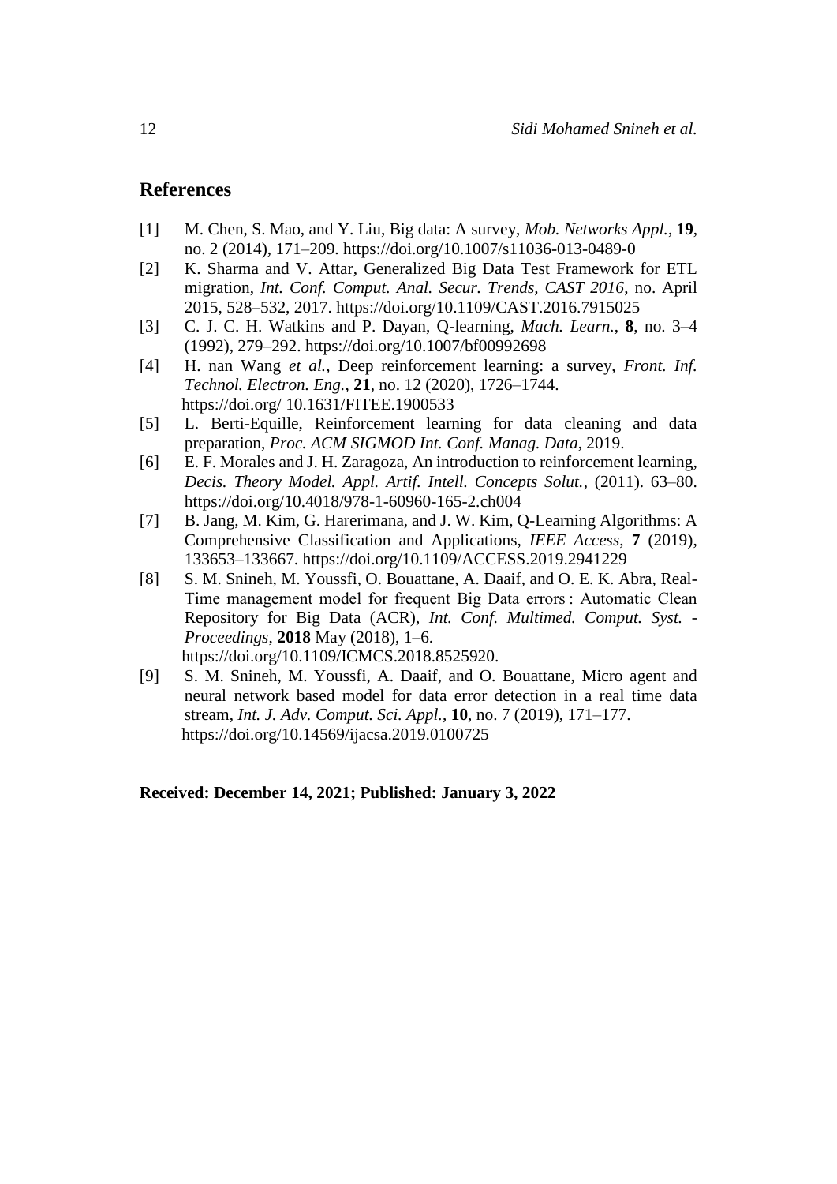## References

[1] M. Chen, S. Mao, and Y. Liu, Big data: A survey, *Mob. Networks Appl.*, **19**, no. 2 (2014), 171–209. https://doi.org/10.1007/s11036-013-0489-0

[2] K. Sharma and V. Attar, Generalized Big Data Test Framework for ETL migration, *Int. Conf. Comput. Anal. Secur. Trends, CAST 2016*, no. April 2015, 528–532, 2017. https://doi.org/10.1109/CAST.2016.7915025

[3] C. J. C. H. Watkins and P. Dayan, Q-learning, *Mach. Learn.*, **8**, no. 3–4 (1992), 279–292. https://doi.org/10.1007/bf00992698

[4] H. nan Wang *et al.*, Deep reinforcement learning: a survey, *Front. Inf. Technol. Electron. Eng.*, **21**, no. 12 (2020), 1726–1744. https://doi.org/ 10.1631/FITEE.1900533

[5] L. Berti-Equille, Reinforcement learning for data cleaning and data preparation, *Proc. ACM SIGMOD Int. Conf. Manag. Data*, 2019.

[6] E. F. Morales and J. H. Zaragoza, An introduction to reinforcement learning, *Decis. Theory Model. Appl. Artif. Intell. Concepts Solut.*, (2011). 63–80. https://doi.org/10.4018/978-1-60960-165-2.ch004

[7] B. Jang, M. Kim, G. Harerimana, and J. W. Kim, Q-Learning Algorithms: A Comprehensive Classification and Applications, *IEEE Access*, **7** (2019), 133653–133667. https://doi.org/10.1109/ACCESS.2019.2941229

[8] S. M. Snineh, M. Youssfi, O. Bouattane, A. Daaif, and O. E. K. Abra, Real-Time management model for frequent Big Data errors : Automatic Clean Repository for Big Data (ACR), *Int. Conf. Multimed. Comput. Syst. - Proceedings*, **2018** May (2018), 1–6. https://doi.org/10.1109/ICMCS.2018.8525920.

[9] S. M. Snineh, M. Youssfi, A. Daaif, and O. Bouattane, Micro agent and neural network based model for data error detection in a real time data stream, *Int. J. Adv. Comput. Sci. Appl.*, **10**, no. 7 (2019), 171–177. https://doi.org/10.14569/ijacsa.2019.0100725

**Received: December 14, 2021; Published: January 3, 2022**